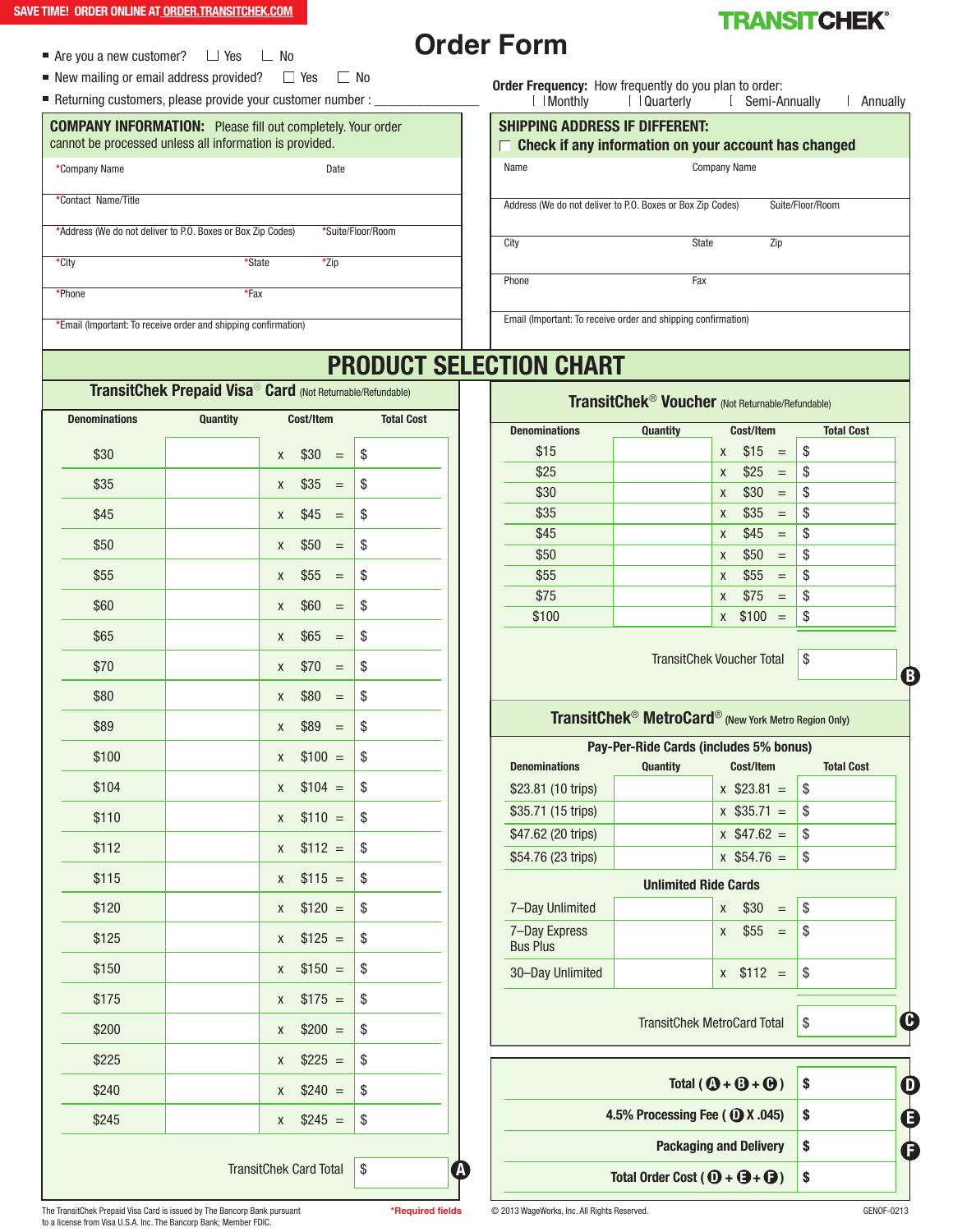SAVE TIME! ORDER ONLINE AT ORDER.TRANSITCHEK.COM

TRANSITCHEK®

# Order Form

- Are you a new customer? ☐ Yes ☐ No
- New mailing or email address provided? ☐ Yes ☐ No
- Returning customers, please provide your customer number : _______________

**Order Frequency:** How frequently do you plan to order:
☐ Monthly ☐ Quarterly ☐ Semi-Annually ☐ Annually

## COMPANY INFORMATION: Please fill out completely. Your order cannot be processed unless all information is provided.

*Company Name | Date

*Contact Name/Title

*Address (We do not deliver to P.O. Boxes or Box Zip Codes) | *Suite/Floor/Room

*City | *State | *Zip

*Phone | *Fax

*Email (Important: To receive order and shipping confirmation)

## SHIPPING ADDRESS IF DIFFERENT:

☐ **Check if any information on your account has changed**

Name | Company Name

Address (We do not deliver to P.O. Boxes or Box Zip Codes) | Suite/Floor/Room

City | State | Zip

Phone | Fax

Email (Important: To receive order and shipping confirmation)

# PRODUCT SELECTION CHART

## TransitChek Prepaid Visa® Card (Not Returnable/Refundable)

| Denominations | Quantity | Cost/Item | Total Cost |
|---|---|---|---|
| $30 | | x $30 = | $ |
| $35 | | x $35 = | $ |
| $45 | | x $45 = | $ |
| $50 | | x $50 = | $ |
| $55 | | x $55 = | $ |
| $60 | | x $60 = | $ |
| $65 | | x $65 = | $ |
| $70 | | x $70 = | $ |
| $80 | | x $80 = | $ |
| $89 | | x $89 = | $ |
| $100 | | x $100 = | $ |
| $104 | | x $104 = | $ |
| $110 | | x $110 = | $ |
| $112 | | x $112 = | $ |
| $115 | | x $115 = | $ |
| $120 | | x $120 = | $ |
| $125 | | x $125 = | $ |
| $150 | | x $150 = | $ |
| $175 | | x $175 = | $ |
| $200 | | x $200 = | $ |
| $225 | | x $225 = | $ |
| $240 | | x $240 = | $ |
| $245 | | x $245 = | $ |

TransitChek Card Total $ ________ **A**

## TransitChek® Voucher (Not Returnable/Refundable)

| Denominations | Quantity | Cost/Item | Total Cost |
|---|---|---|---|
| $15 | | x $15 = | $ |
| $25 | | x $25 = | $ |
| $30 | | x $30 = | $ |
| $35 | | x $35 = | $ |
| $45 | | x $45 = | $ |
| $50 | | x $50 = | $ |
| $55 | | x $55 = | $ |
| $75 | | x $75 = | $ |
| $100 | | x $100 = | $ |

TransitChek Voucher Total $ ________ **B**

## TransitChek® MetroCard® (New York Metro Region Only)

**Pay-Per-Ride Cards (includes 5% bonus)**

| Denominations | Quantity | Cost/Item | Total Cost |
|---|---|---|---|
| $23.81 (10 trips) | | x $23.81 = | $ |
| $35.71 (15 trips) | | x $35.71 = | $ |
| $47.62 (20 trips) | | x $47.62 = | $ |
| $54.76 (23 trips) | | x $54.76 = | $ |
| **Unlimited Ride Cards** | | | |
| 7–Day Unlimited | | x $30 = | $ |
| 7–Day Express Bus Plus | | x $55 = | $ |
| 30–Day Unlimited | | x $112 = | $ |

TransitChek MetroCard Total $ ________ **C**

| | | |
|---|---|---|
| **Total ( A + B + C )** | $ | **D** |
| **4.5% Processing Fee ( D X .045)** | $ | **E** |
| **Packaging and Delivery** | $ | **F** |
| **Total Order Cost ( D + E + F )** | $ | |

The TransitChek Prepaid Visa Card is issued by The Bancorp Bank pursuant to a license from Visa U.S.A. Inc. The Bancorp Bank; Member FDIC.

*Required fields

© 2013 WageWorks, Inc. All Rights Reserved.

GENOF-0213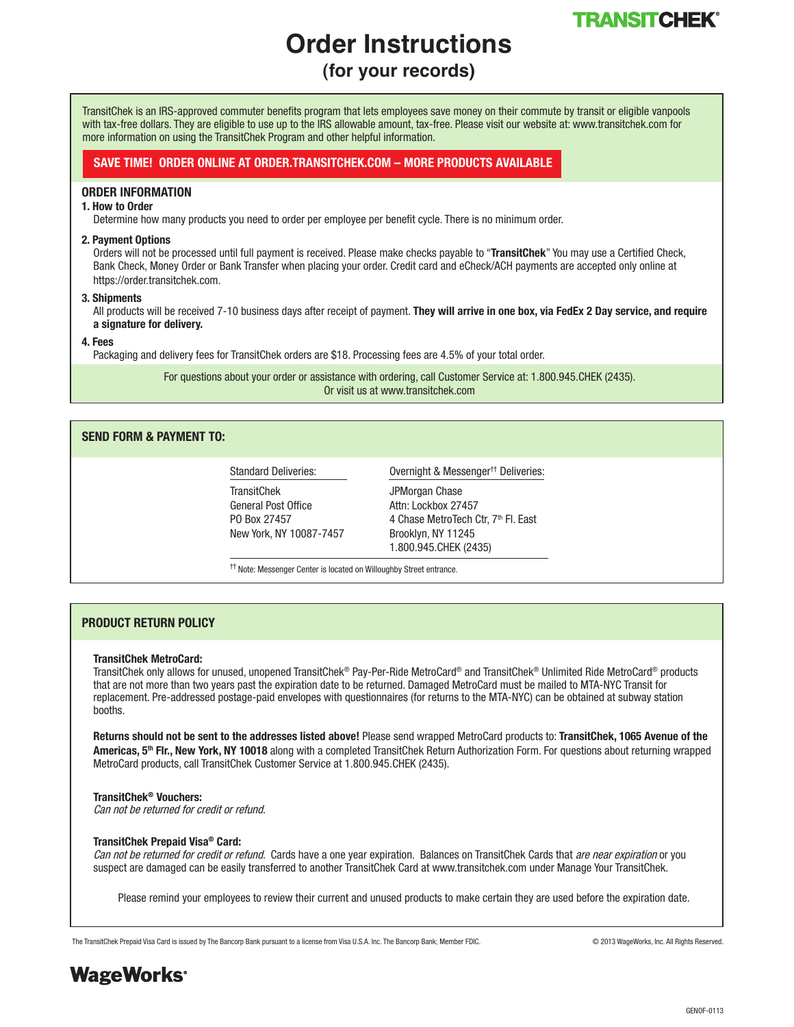TRANSITCHEK®

# Order Instructions

## (for your records)

TransitChek is an IRS-approved commuter benefits program that lets employees save money on their commute by transit or eligible vanpools with tax-free dollars. They are eligible to use up to the IRS allowable amount, tax-free. Please visit our website at: www.transitchek.com for more information on using the TransitChek Program and other helpful information.

**SAVE TIME! ORDER ONLINE AT ORDER.TRANSITCHEK.COM – MORE PRODUCTS AVAILABLE**

### ORDER INFORMATION

**1. How to Order**

Determine how many products you need to order per employee per benefit cycle. There is no minimum order.

**2. Payment Options**

Orders will not be processed until full payment is received. Please make checks payable to "**TransitChek**" You may use a Certified Check, Bank Check, Money Order or Bank Transfer when placing your order. Credit card and eCheck/ACH payments are accepted only online at https://order.transitchek.com.

**3. Shipments**

All products will be received 7-10 business days after receipt of payment. **They will arrive in one box, via FedEx 2 Day service, and require a signature for delivery.**

**4. Fees**

Packaging and delivery fees for TransitChek orders are $18. Processing fees are 4.5% of your total order.

For questions about your order or assistance with ordering, call Customer Service at: 1.800.945.CHEK (2435).
Or visit us at www.transitchek.com

### SEND FORM & PAYMENT TO:

| Standard Deliveries: | Overnight & Messenger[††] Deliveries: |
| --- | --- |
| TransitChek<br>General Post Office<br>PO Box 27457<br>New York, NY 10087-7457 | JPMorgan Chase<br>Attn: Lockbox 27457<br>4 Chase MetroTech Ctr, 7th Fl. East<br>Brooklyn, NY 11245<br>1.800.945.CHEK (2435) |

[††] Note: Messenger Center is located on Willoughby Street entrance.

### PRODUCT RETURN POLICY

**TransitChek MetroCard:**

TransitChek only allows for unused, unopened TransitChek® Pay-Per-Ride MetroCard® and TransitChek® Unlimited Ride MetroCard® products that are not more than two years past the expiration date to be returned. Damaged MetroCard must be mailed to MTA-NYC Transit for replacement. Pre-addressed postage-paid envelopes with questionnaires (for returns to the MTA-NYC) can be obtained at subway station booths.

**Returns should not be sent to the addresses listed above!** Please send wrapped MetroCard products to: **TransitChek, 1065 Avenue of the Americas, 5th Flr., New York, NY 10018** along with a completed TransitChek Return Authorization Form. For questions about returning wrapped MetroCard products, call TransitChek Customer Service at 1.800.945.CHEK (2435).

**TransitChek® Vouchers:**

*Can not be returned for credit or refund.*

**TransitChek Prepaid Visa® Card:**

*Can not be returned for credit or refund.* Cards have a one year expiration. Balances on TransitChek Cards that *are near expiration* or you suspect are damaged can be easily transferred to another TransitChek Card at www.transitchek.com under Manage Your TransitChek.

Please remind your employees to review their current and unused products to make certain they are used before the expiration date.

The TransitChek Prepaid Visa Card is issued by The Bancorp Bank pursuant to a license from Visa U.S.A. Inc. The Bancorp Bank; Member FDIC.

© 2013 WageWorks, Inc. All Rights Reserved.

WageWorks®

GENOF-0113